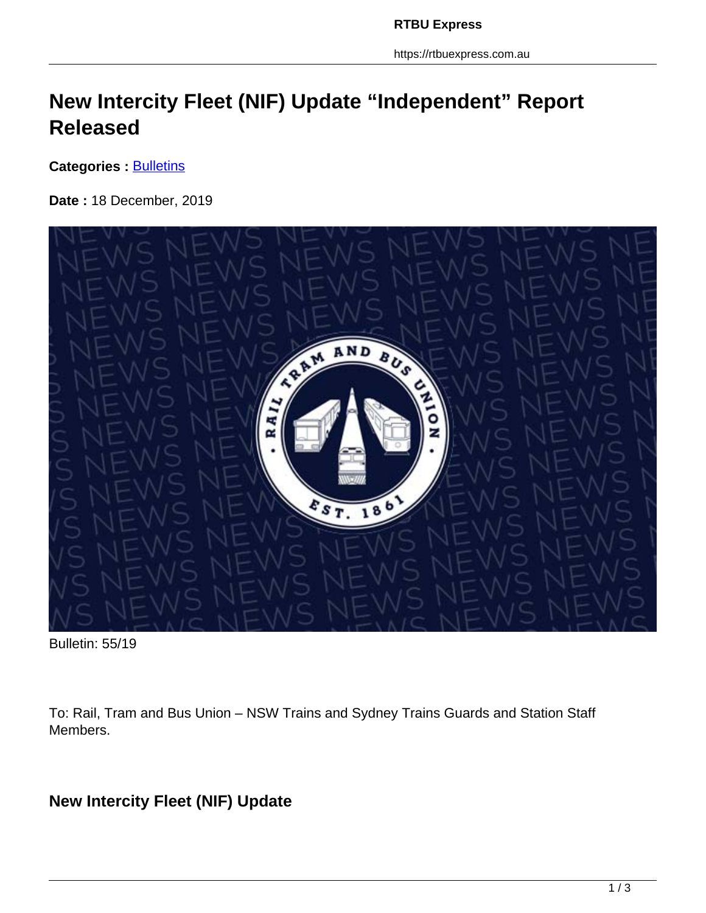# New Intercity Fleet (NIF) Update "Independent" Report Released

**Categories :** Bulletins

**Date :** 18 December, 2019

Bulletin: 55/19

To: Rail, Tram and Bus Union – NSW Trains and Sydney Trains Guards and Station Staff Members.

## New Intercity Fleet (NIF) Update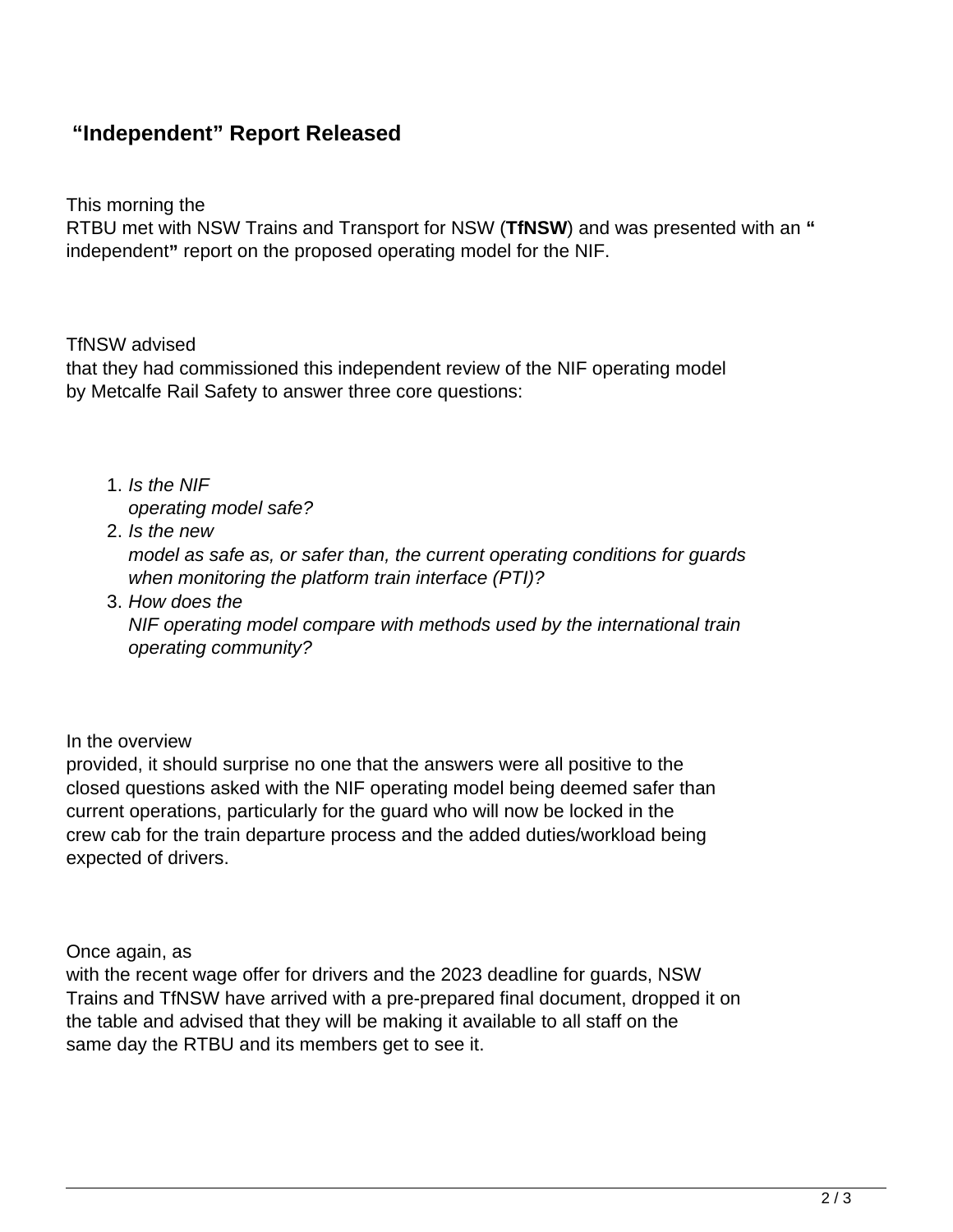## “Independent” Report Released

This morning the RTBU met with NSW Trains and Transport for NSW (**TfNSW**) and was presented with an **“** independent**”** report on the proposed operating model for the NIF.

TfNSW advised that they had commissioned this independent review of the NIF operating model by Metcalfe Rail Safety to answer three core questions:

1. *Is the NIF operating model safe?*
2. *Is the new model as safe as, or safer than, the current operating conditions for guards when monitoring the platform train interface (PTI)?*
3. *How does the NIF operating model compare with methods used by the international train operating community?*

In the overview provided, it should surprise no one that the answers were all positive to the closed questions asked with the NIF operating model being deemed safer than current operations, particularly for the guard who will now be locked in the crew cab for the train departure process and the added duties/workload being expected of drivers.

Once again, as with the recent wage offer for drivers and the 2023 deadline for guards, NSW Trains and TfNSW have arrived with a pre-prepared final document, dropped it on the table and advised that they will be making it available to all staff on the same day the RTBU and its members get to see it.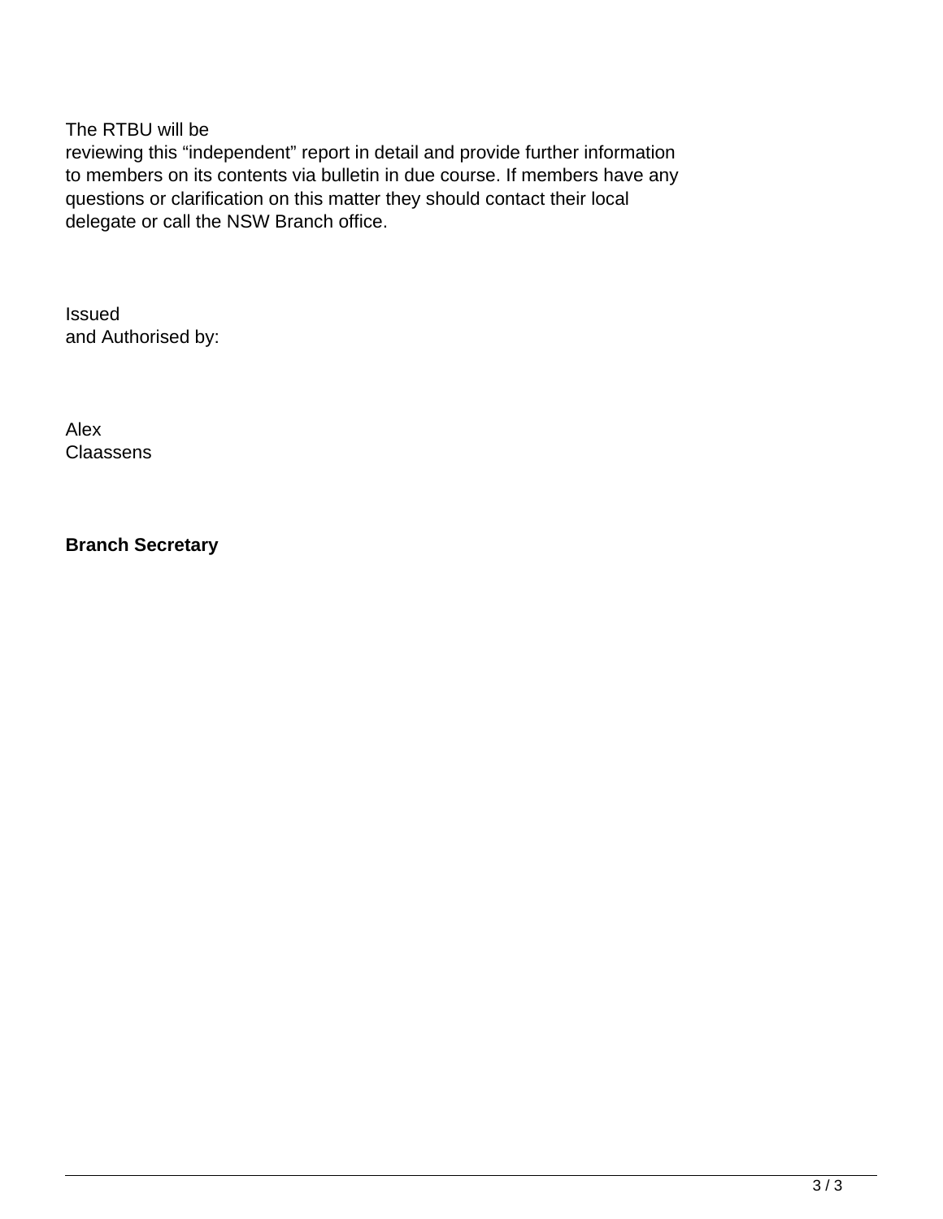The RTBU will be reviewing this “independent” report in detail and provide further information to members on its contents via bulletin in due course. If members have any questions or clarification on this matter they should contact their local delegate or call the NSW Branch office.

Issued and Authorised by:

Alex Claassens

**Branch Secretary**